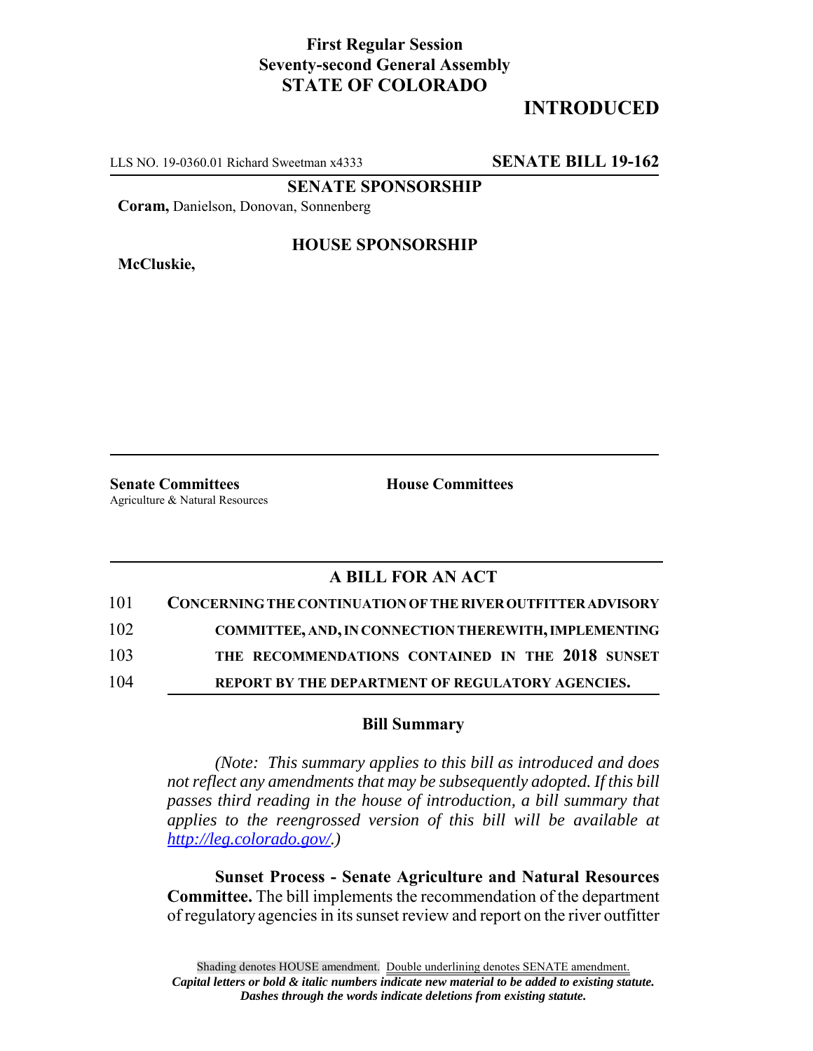**First Regular Session**
**Seventy-second General Assembly**
**STATE OF COLORADO**

# INTRODUCED

LLS NO. 19-0360.01 Richard Sweetman x4333 **SENATE BILL 19-162**

**SENATE SPONSORSHIP**

**Coram,** Danielson, Donovan, Sonnenberg

**HOUSE SPONSORSHIP**

**McCluskie,**

**Senate Committees**
Agriculture & Natural Resources

**House Committees**

## A BILL FOR AN ACT

101 **CONCERNING THE CONTINUATION OF THE RIVER OUTFITTER ADVISORY**
102 **COMMITTEE, AND, IN CONNECTION THEREWITH, IMPLEMENTING**
103 **THE RECOMMENDATIONS CONTAINED IN THE 2018 SUNSET**
104 **REPORT BY THE DEPARTMENT OF REGULATORY AGENCIES.**

### Bill Summary

*(Note: This summary applies to this bill as introduced and does not reflect any amendments that may be subsequently adopted. If this bill passes third reading in the house of introduction, a bill summary that applies to the reengrossed version of this bill will be available at http://leg.colorado.gov/.)*

**Sunset Process - Senate Agriculture and Natural Resources Committee.** The bill implements the recommendation of the department of regulatory agencies in its sunset review and report on the river outfitter

Shading denotes HOUSE amendment. Double underlining denotes SENATE amendment.
*Capital letters or bold & italic numbers indicate new material to be added to existing statute.*
*Dashes through the words indicate deletions from existing statute.*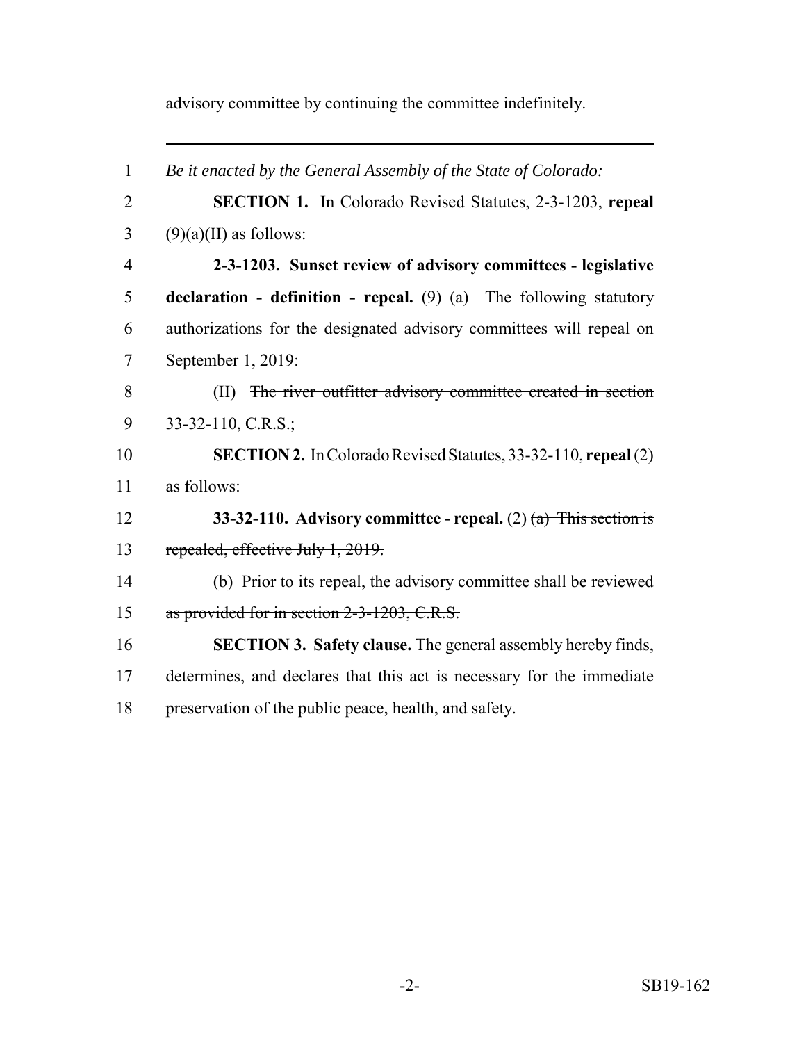advisory committee by continuing the committee indefinitely.

---

1 *Be it enacted by the General Assembly of the State of Colorado:*

2 **SECTION 1.** In Colorado Revised Statutes, 2-3-1203, **repeal**
3 (9)(a)(II) as follows:

4 **2-3-1203. Sunset review of advisory committees - legislative**
5 **declaration - definition - repeal.** (9) (a) The following statutory
6 authorizations for the designated advisory committees will repeal on
7 September 1, 2019:

8 (II) ~~The river outfitter advisory committee created in section~~
9 ~~33-32-110, C.R.S.;~~

10 **SECTION 2.** In Colorado Revised Statutes, 33-32-110, **repeal** (2)
11 as follows:

12 **33-32-110. Advisory committee - repeal.** (2) ~~(a) This section is~~
13 ~~repealed, effective July 1, 2019.~~

14 ~~(b) Prior to its repeal, the advisory committee shall be reviewed~~
15 ~~as provided for in section 2-3-1203, C.R.S.~~

16 **SECTION 3. Safety clause.** The general assembly hereby finds,
17 determines, and declares that this act is necessary for the immediate
18 preservation of the public peace, health, and safety.